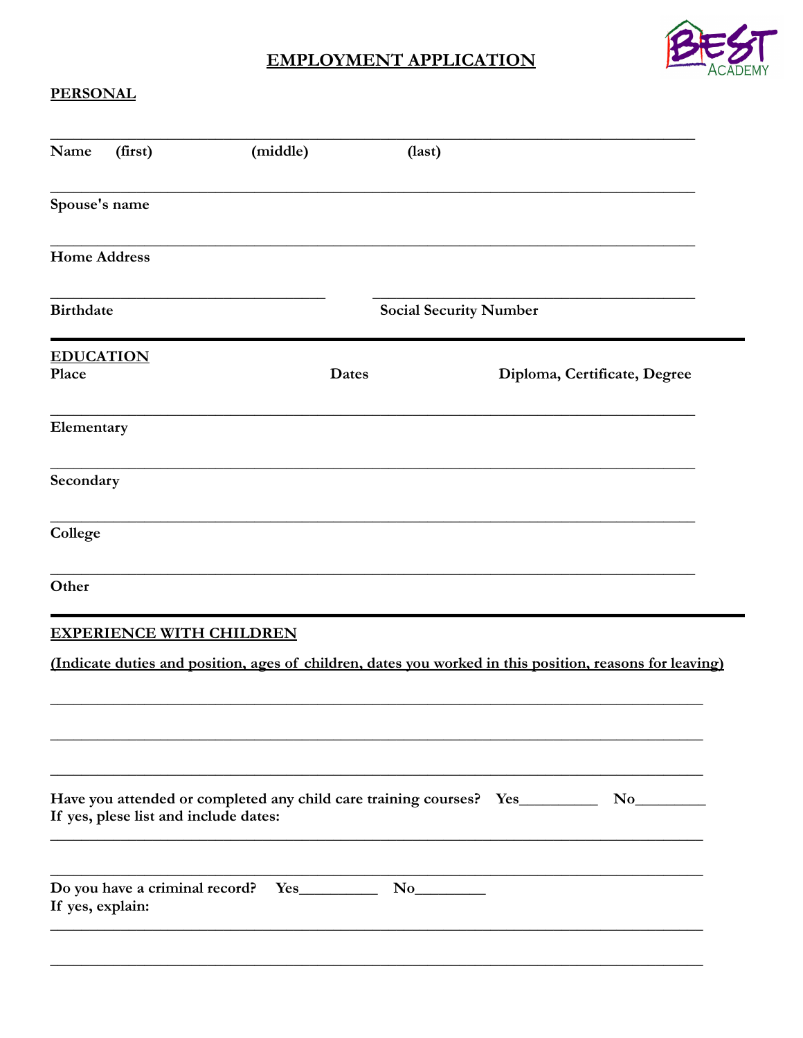# EMPLOYMENT APPLICATION

BEST ACADEMY

## PERSONAL

___________________________________________________________________________

**Name (first) (middle) (last)**

___________________________________________________________________________

**Spouse's name**

___________________________________________________________________________

**Home Address**

_________________________________ _________________________________

**Birthdate** **Social Security Number**

## EDUCATION

**Place** **Dates** **Diploma, Certificate, Degree**

___________________________________________________________________________

**Elementary**

___________________________________________________________________________

**Secondary**

___________________________________________________________________________

**College**

___________________________________________________________________________

**Other**

## EXPERIENCE WITH CHILDREN

**(Indicate duties and position, ages of children, dates you worked in this position, reasons for leaving)**

___________________________________________________________________________

___________________________________________________________________________

___________________________________________________________________________

**Have you attended or completed any child care training courses? Yes__________ No_________**
**If yes, plese list and include dates:**

___________________________________________________________________________

___________________________________________________________________________

**Do you have a criminal record? Yes__________ No_________**
**If yes, explain:**

___________________________________________________________________________

___________________________________________________________________________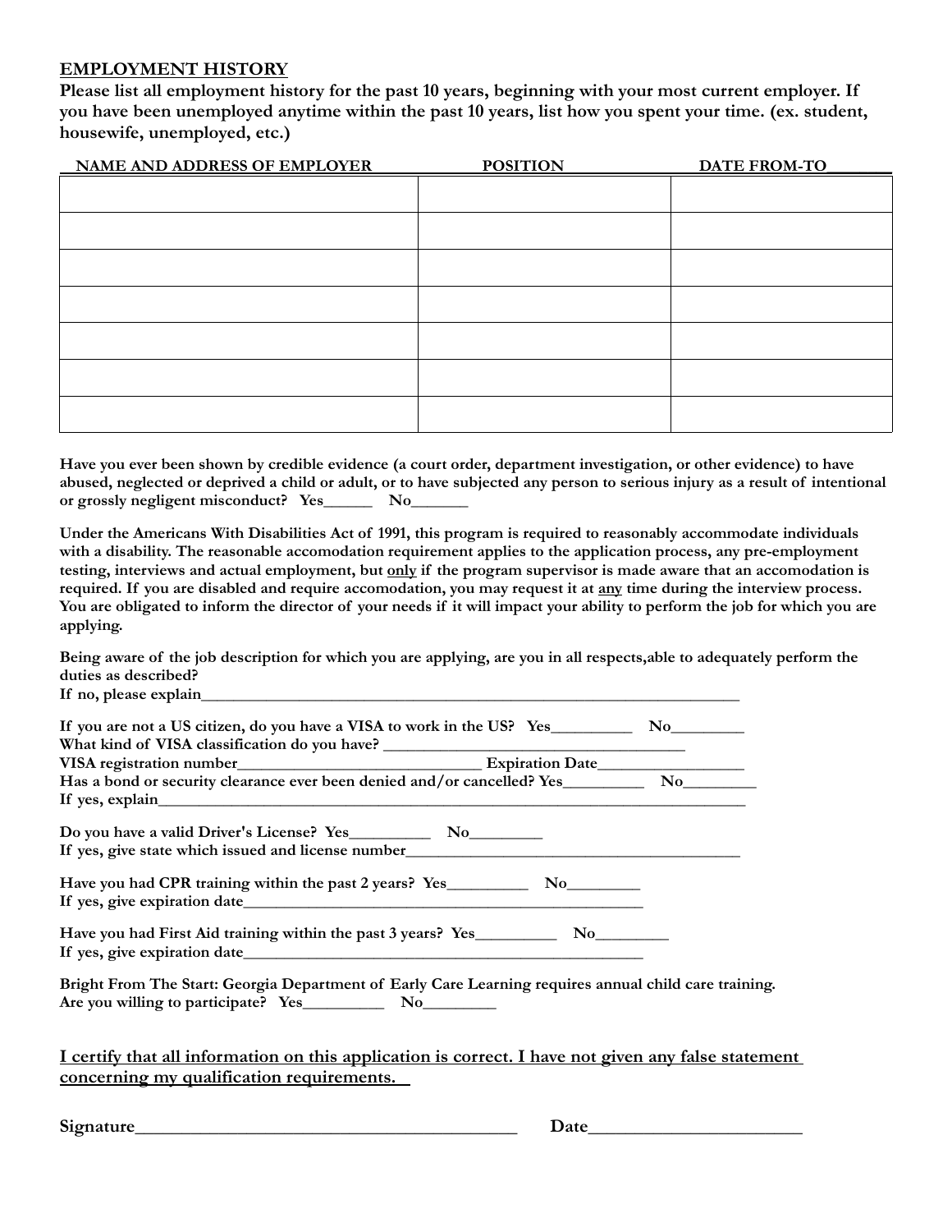**EMPLOYMENT HISTORY**

**Please list all employment history for the past 10 years, beginning with your most current employer. If you have been unemployed anytime within the past 10 years, list how you spent your time. (ex. student, housewife, unemployed, etc.)**

| NAME AND ADDRESS OF EMPLOYER | POSITION | DATE FROM-TO |
|---|---|---|
| | | |
| | | |
| | | |
| | | |
| | | |
| | | |
| | | |

**Have you ever been shown by credible evidence (a court order, department investigation, or other evidence) to have abused, neglected or deprived a child or adult, or to have subjected any person to serious injury as a result of intentional or grossly negligent misconduct? Yes______ No_______**

**Under the Americans With Disabilities Act of 1991, this program is required to reasonably accommodate individuals with a disability. The reasonable accomodation requirement applies to the application process, any pre-employment testing, interviews and actual employment, but only if the program supervisor is made aware that an accomodation is required. If you are disabled and require accomodation, you may request it at any time during the interview process. You are obligated to inform the director of your needs if it will impact your ability to perform the job for which you are applying.**

**Being aware of the job description for which you are applying, are you in all respects,able to adequately perform the duties as described?**
**If no, please explain________________________________________________________________________**

**If you are not a US citizen, do you have a VISA to work in the US? Yes__________ No_________**
**What kind of VISA classification do you have? _______________________________________**
**VISA registration number______________________________ Expiration Date__________________**
**Has a bond or security clearance ever been denied and/or cancelled? Yes__________ No_________**
**If yes, explain__________________________________________________________________________**

**Do you have a valid Driver's License? Yes__________ No_________**
**If yes, give state which issued and license number___________________________________________**

**Have you had CPR training within the past 2 years? Yes__________ No_________**
**If yes, give expiration date_____________________________________________________**

**Have you had First Aid training within the past 3 years? Yes__________ No_________**
**If yes, give expiration date_____________________________________________________**

**Bright From The Start: Georgia Department of Early Care Learning requires annual child care training.**
**Are you willing to participate? Yes__________ No_________**

**I certify that all information on this application is correct. I have not given any false statement concerning my qualification requirements.**

**Signature____________________________________________ Date________________________**